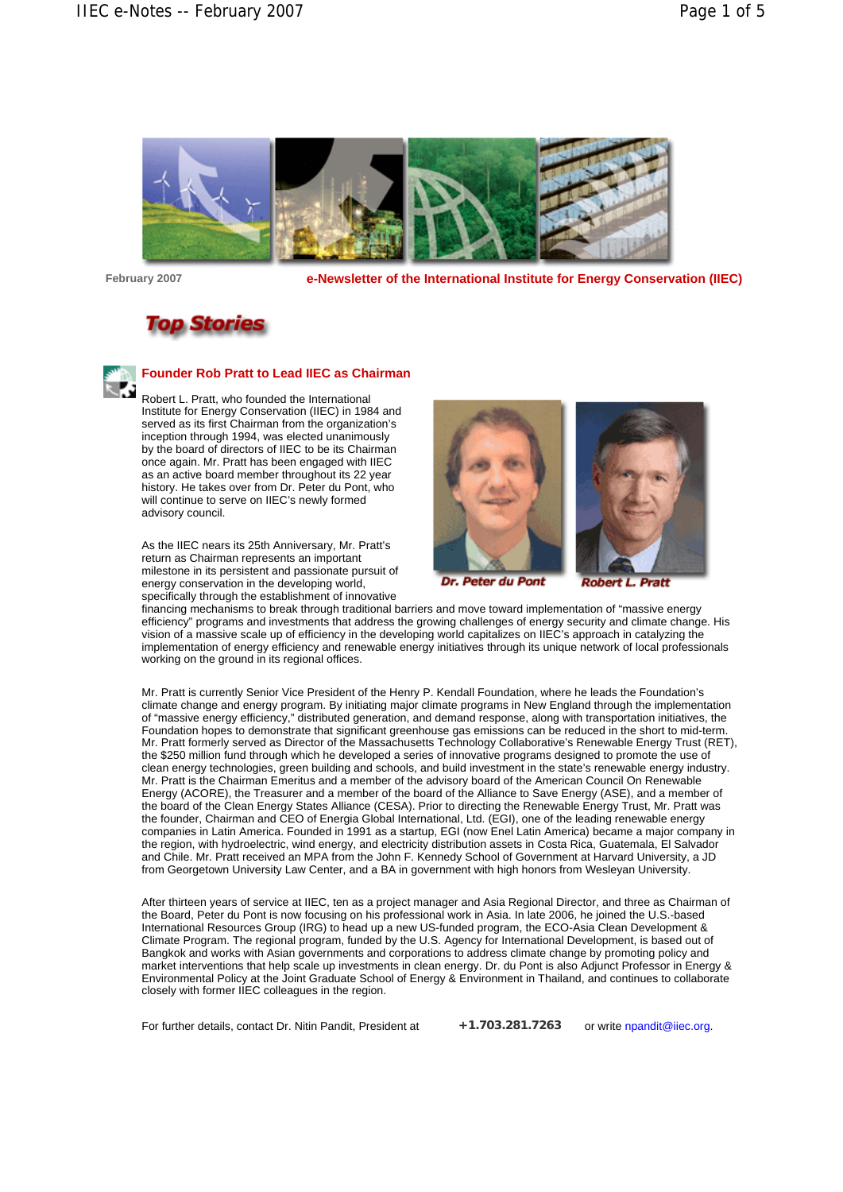February 2007

**e-Newsletter of the International Institute for Energy Conservation (IIEC)**

# Top Stories

## Founder Rob Pratt to Lead IIEC as Chairman

Robert L. Pratt, who founded the International Institute for Energy Conservation (IIEC) in 1984 and served as its first Chairman from the organization's inception through 1994, was elected unanimously by the board of directors of IIEC to be its Chairman once again. Mr. Pratt has been engaged with IIEC as an active board member throughout its 22 year history. He takes over from Dr. Peter du Pont, who will continue to serve on IIEC's newly formed advisory council.

Dr. Peter du Pont

Robert L. Pratt

As the IIEC nears its 25th Anniversary, Mr. Pratt's return as Chairman represents an important milestone in its persistent and passionate pursuit of energy conservation in the developing world, specifically through the establishment of innovative financing mechanisms to break through traditional barriers and move toward implementation of "massive energy efficiency" programs and investments that address the growing challenges of energy security and climate change. His vision of a massive scale up of efficiency in the developing world capitalizes on IIEC's approach in catalyzing the implementation of energy efficiency and renewable energy initiatives through its unique network of local professionals working on the ground in its regional offices.

Mr. Pratt is currently Senior Vice President of the Henry P. Kendall Foundation, where he leads the Foundation's climate change and energy program. By initiating major climate programs in New England through the implementation of "massive energy efficiency," distributed generation, and demand response, along with transportation initiatives, the Foundation hopes to demonstrate that significant greenhouse gas emissions can be reduced in the short to mid-term. Mr. Pratt formerly served as Director of the Massachusetts Technology Collaborative's Renewable Energy Trust (RET), the $250 million fund through which he developed a series of innovative programs designed to promote the use of clean energy technologies, green building and schools, and build investment in the state's renewable energy industry. Mr. Pratt is the Chairman Emeritus and a member of the advisory board of the American Council On Renewable Energy (ACORE), the Treasurer and a member of the board of the Alliance to Save Energy (ASE), and a member of the board of the Clean Energy States Alliance (CESA). Prior to directing the Renewable Energy Trust, Mr. Pratt was the founder, Chairman and CEO of Energia Global International, Ltd. (EGI), one of the leading renewable energy companies in Latin America. Founded in 1991 as a startup, EGI (now Enel Latin America) became a major company in the region, with hydroelectric, wind energy, and electricity distribution assets in Costa Rica, Guatemala, El Salvador and Chile. Mr. Pratt received an MPA from the John F. Kennedy School of Government at Harvard University, a JD from Georgetown University Law Center, and a BA in government with high honors from Wesleyan University.

After thirteen years of service at IIEC, ten as a project manager and Asia Regional Director, and three as Chairman of the Board, Peter du Pont is now focusing on his professional work in Asia. In late 2006, he joined the U.S.-based International Resources Group (IRG) to head up a new US-funded program, the ECO-Asia Clean Development & Climate Program. The regional program, funded by the U.S. Agency for International Development, is based out of Bangkok and works with Asian governments and corporations to address climate change by promoting policy and market interventions that help scale up investments in clean energy. Dr. du Pont is also Adjunct Professor in Energy & Environmental Policy at the Joint Graduate School of Energy & Environment in Thailand, and continues to collaborate closely with former IIEC colleagues in the region.

For further details, contact Dr. Nitin Pandit, President at **+1.703.281.7263** or write npandit@iiec.org.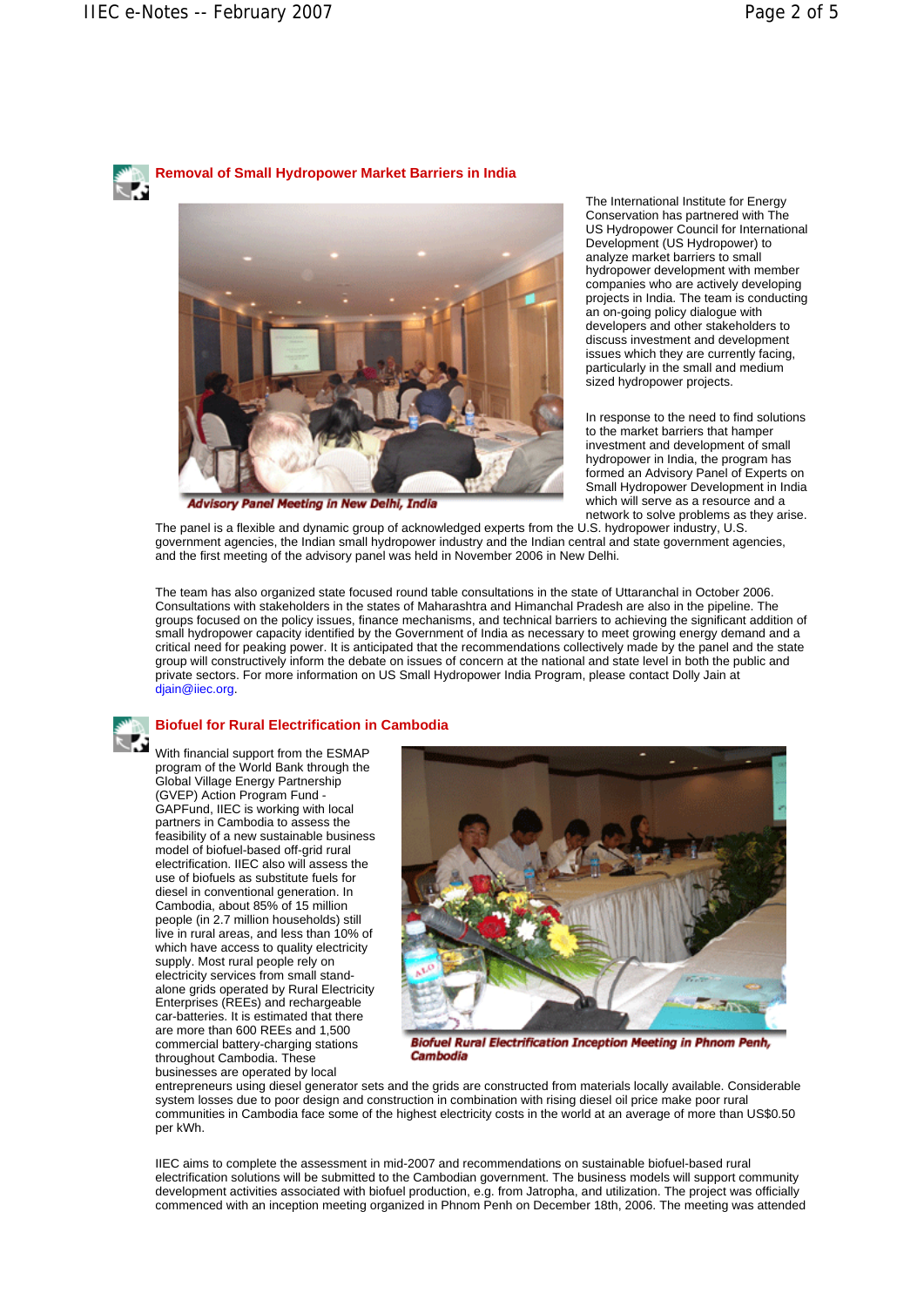## Removal of Small Hydropower Market Barriers in India

Advisory Panel Meeting in New Delhi, India

The International Institute for Energy Conservation has partnered with The US Hydropower Council for International Development (US Hydropower) to analyze market barriers to small hydropower development with member companies who are actively developing projects in India. The team is conducting an on-going policy dialogue with developers and other stakeholders to discuss investment and development issues which they are currently facing, particularly in the small and medium sized hydropower projects.

In response to the need to find solutions to the market barriers that hamper investment and development of small hydropower in India, the program has formed an Advisory Panel of Experts on Small Hydropower Development in India which will serve as a resource and a network to solve problems as they arise. The panel is a flexible and dynamic group of acknowledged experts from the U.S. hydropower industry, U.S. government agencies, the Indian small hydropower industry and the Indian central and state government agencies, and the first meeting of the advisory panel was held in November 2006 in New Delhi.

The team has also organized state focused round table consultations in the state of Uttaranchal in October 2006. Consultations with stakeholders in the states of Maharashtra and Himanchal Pradesh are also in the pipeline. The groups focused on the policy issues, finance mechanisms, and technical barriers to achieving the significant addition of small hydropower capacity identified by the Government of India as necessary to meet growing energy demand and a critical need for peaking power. It is anticipated that the recommendations collectively made by the panel and the state group will constructively inform the debate on issues of concern at the national and state level in both the public and private sectors. For more information on US Small Hydropower India Program, please contact Dolly Jain at djain@iiec.org.

## Biofuel for Rural Electrification in Cambodia

With financial support from the ESMAP program of the World Bank through the Global Village Energy Partnership (GVEP) Action Program Fund - GAPFund, IIEC is working with local partners in Cambodia to assess the feasibility of a new sustainable business model of biofuel-based off-grid rural electrification. IIEC also will assess the use of biofuels as substitute fuels for diesel in conventional generation. In Cambodia, about 85% of 15 million people (in 2.7 million households) still live in rural areas, and less than 10% of which have access to quality electricity supply. Most rural people rely on electricity services from small stand-alone grids operated by Rural Electricity Enterprises (REEs) and rechargeable car-batteries. It is estimated that there are more than 600 REEs and 1,500 commercial battery-charging stations throughout Cambodia. These businesses are operated by local entrepreneurs using diesel generator sets and the grids are constructed from materials locally available. Considerable system losses due to poor design and construction in combination with rising diesel oil price make poor rural communities in Cambodia face some of the highest electricity costs in the world at an average of more than US$0.50 per kWh.

Biofuel Rural Electrification Inception Meeting in Phnom Penh, Cambodia

IIEC aims to complete the assessment in mid-2007 and recommendations on sustainable biofuel-based rural electrification solutions will be submitted to the Cambodian government. The business models will support community development activities associated with biofuel production, e.g. from Jatropha, and utilization. The project was officially commenced with an inception meeting organized in Phnom Penh on December 18th, 2006. The meeting was attended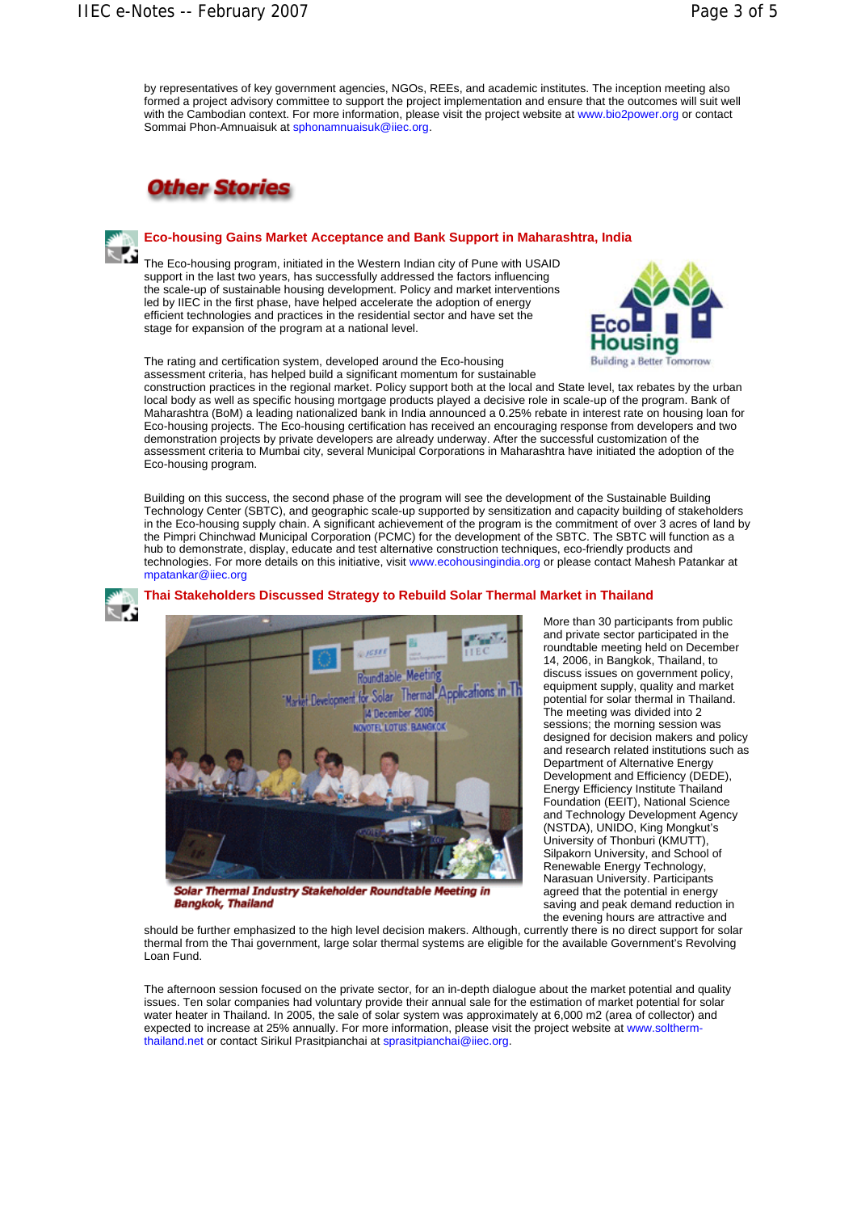by representatives of key government agencies, NGOs, REEs, and academic institutes. The inception meeting also formed a project advisory committee to support the project implementation and ensure that the outcomes will suit well with the Cambodian context. For more information, please visit the project website at www.bio2power.org or contact Sommai Phon-Amnuaisuk at sphonamnuaisuk@iiec.org.

## Other Stories

### Eco-housing Gains Market Acceptance and Bank Support in Maharashtra, India

The Eco-housing program, initiated in the Western Indian city of Pune with USAID support in the last two years, has successfully addressed the factors influencing the scale-up of sustainable housing development. Policy and market interventions led by IIEC in the first phase, have helped accelerate the adoption of energy efficient technologies and practices in the residential sector and have set the stage for expansion of the program at a national level.

The rating and certification system, developed around the Eco-housing assessment criteria, has helped build a significant momentum for sustainable construction practices in the regional market. Policy support both at the local and State level, tax rebates by the urban local body as well as specific housing mortgage products played a decisive role in scale-up of the program. Bank of Maharashtra (BoM) a leading nationalized bank in India announced a 0.25% rebate in interest rate on housing loan for Eco-housing projects. The Eco-housing certification has received an encouraging response from developers and two demonstration projects by private developers are already underway. After the successful customization of the assessment criteria to Mumbai city, several Municipal Corporations in Maharashtra have initiated the adoption of the Eco-housing program.

Building on this success, the second phase of the program will see the development of the Sustainable Building Technology Center (SBTC), and geographic scale-up supported by sensitization and capacity building of stakeholders in the Eco-housing supply chain. A significant achievement of the program is the commitment of over 3 acres of land by the Pimpri Chinchwad Municipal Corporation (PCMC) for the development of the SBTC. The SBTC will function as a hub to demonstrate, display, educate and test alternative construction techniques, eco-friendly products and technologies. For more details on this initiative, visit www.ecohousingindia.org or please contact Mahesh Patankar at mpatankar@iiec.org

### Thai Stakeholders Discussed Strategy to Rebuild Solar Thermal Market in Thailand

*Solar Thermal Industry Stakeholder Roundtable Meeting in Bangkok, Thailand*

More than 30 participants from public and private sector participated in the roundtable meeting held on December 14, 2006, in Bangkok, Thailand, to discuss issues on government policy, equipment supply, quality and market potential for solar thermal in Thailand. The meeting was divided into 2 sessions; the morning session was designed for decision makers and policy and research related institutions such as Department of Alternative Energy Development and Efficiency (DEDE), Energy Efficiency Institute Thailand Foundation (EEIT), National Science and Technology Development Agency (NSTDA), UNIDO, King Mongkut's University of Thonburi (KMUTT), Silpakorn University, and School of Renewable Energy Technology, Narasuan University. Participants agreed that the potential in energy saving and peak demand reduction in the evening hours are attractive and should be further emphasized to the high level decision makers. Although, currently there is no direct support for solar thermal from the Thai government, large solar thermal systems are eligible for the available Government's Revolving Loan Fund.

The afternoon session focused on the private sector, for an in-depth dialogue about the market potential and quality issues. Ten solar companies had voluntary provide their annual sale for the estimation of market potential for solar water heater in Thailand. In 2005, the sale of solar system was approximately at 6,000 m2 (area of collector) and expected to increase at 25% annually. For more information, please visit the project website at www.soltherm-thailand.net or contact Sirikul Prasitpianchai at sprasitpianchai@iiec.org.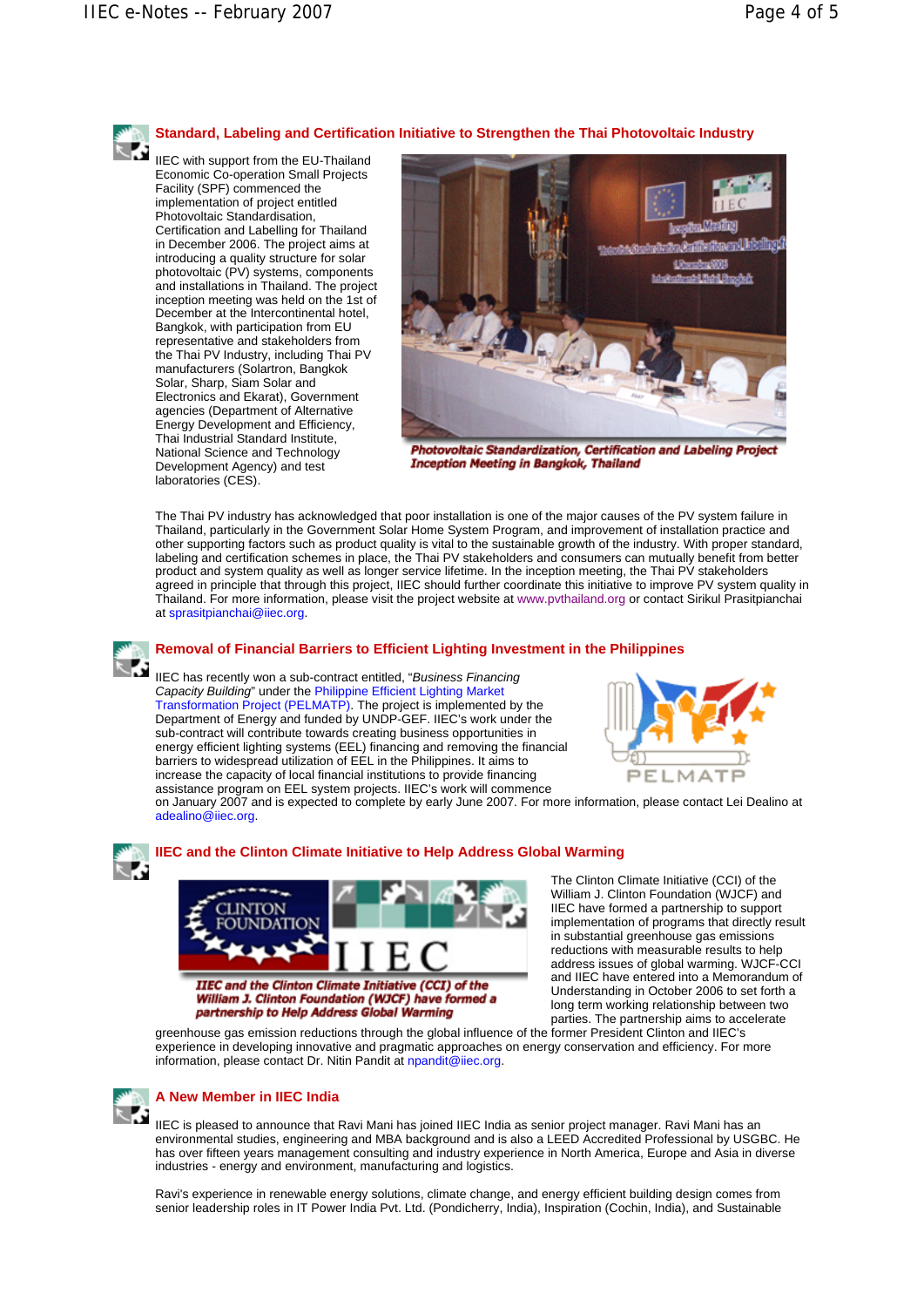## Standard, Labeling and Certification Initiative to Strengthen the Thai Photovoltaic Industry

IEC with support from the EU-Thailand Economic Co-operation Small Projects Facility (SPF) commenced the implementation of project entitled Photovoltaic Standardisation, Certification and Labelling for Thailand in December 2006. The project aims at introducing a quality structure for solar photovoltaic (PV) systems, components and installations in Thailand. The project inception meeting was held on the 1st of December at the Intercontinental hotel, Bangkok, with participation from EU representative and stakeholders from the Thai PV Industry, including Thai PV manufacturers (Solartron, Bangkok Solar, Sharp, Siam Solar and Electronics and Ekarat), Government agencies (Department of Alternative Energy Development and Efficiency, Thai Industrial Standard Institute, National Science and Technology Development Agency) and test laboratories (CES).

*Photovoltaic Standardization, Certification and Labeling Project Inception Meeting in Bangkok, Thailand*

The Thai PV industry has acknowledged that poor installation is one of the major causes of the PV system failure in Thailand, particularly in the Government Solar Home System Program, and improvement of installation practice and other supporting factors such as product quality is vital to the sustainable growth of the industry. With proper standard, labeling and certification schemes in place, the Thai PV stakeholders and consumers can mutually benefit from better product and system quality as well as longer service lifetime. In the inception meeting, the Thai PV stakeholders agreed in principle that through this project, IIEC should further coordinate this initiative to improve PV system quality in Thailand. For more information, please visit the project website at www.pvthailand.org or contact Sirikul Prasitpianchai at sprasitpianchai@iiec.org.

## Removal of Financial Barriers to Efficient Lighting Investment in the Philippines

IIEC has recently won a sub-contract entitled, "*Business Financing Capacity Building*" under the Philippine Efficient Lighting Market Transformation Project (PELMATP). The project is implemented by the Department of Energy and funded by UNDP-GEF. IIEC's work under the sub-contract will contribute towards creating business opportunities in energy efficient lighting systems (EEL) financing and removing the financial barriers to widespread utilization of EEL in the Philippines. It aims to increase the capacity of local financial institutions to provide financing assistance program on EEL system projects. IIEC's work will commence on January 2007 and is expected to complete by early June 2007. For more information, please contact Lei Dealino at adealino@iiec.org.

## IIEC and the Clinton Climate Initiative to Help Address Global Warming

*IIEC and the Clinton Climate Initiative (CCI) of the William J. Clinton Foundation (WJCF) have formed a partnership to Help Address Global Warming*

The Clinton Climate Initiative (CCI) of the William J. Clinton Foundation (WJCF) and IIEC have formed a partnership to support implementation of programs that directly result in substantial greenhouse gas emissions reductions with measurable results to help address issues of global warming. WJCF-CCI and IIEC have entered into a Memorandum of Understanding in October 2006 to set forth a long term working relationship between two parties. The partnership aims to accelerate greenhouse gas emission reductions through the global influence of the former President Clinton and IIEC's experience in developing innovative and pragmatic approaches on energy conservation and efficiency. For more information, please contact Dr. Nitin Pandit at npandit@iiec.org.

## A New Member in IIEC India

IIEC is pleased to announce that Ravi Mani has joined IIEC India as senior project manager. Ravi Mani has an environmental studies, engineering and MBA background and is also a LEED Accredited Professional by USGBC. He has over fifteen years management consulting and industry experience in North America, Europe and Asia in diverse industries - energy and environment, manufacturing and logistics.

Ravi's experience in renewable energy solutions, climate change, and energy efficient building design comes from senior leadership roles in IT Power India Pvt. Ltd. (Pondicherry, India), Inspiration (Cochin, India), and Sustainable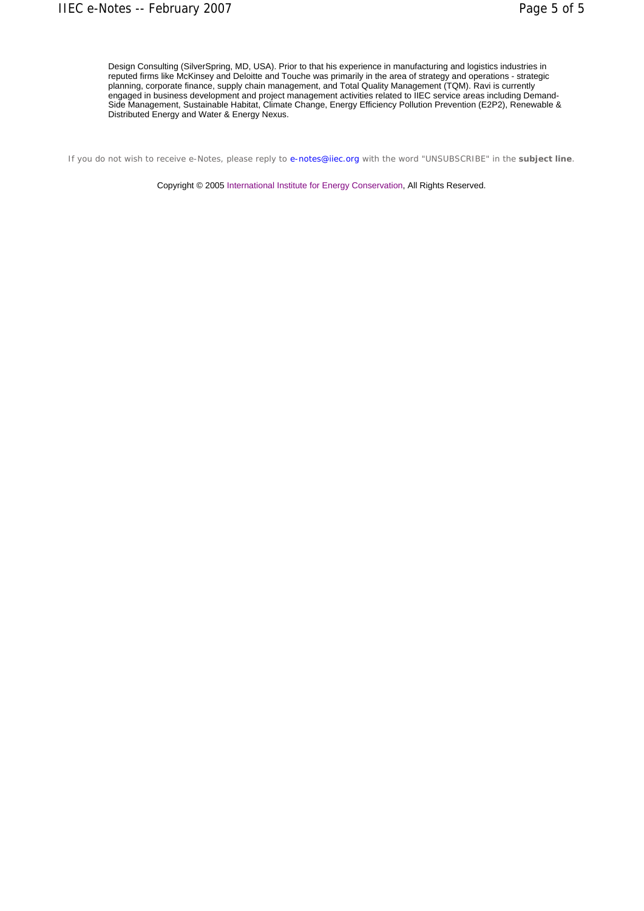Design Consulting (SilverSpring, MD, USA). Prior to that his experience in manufacturing and logistics industries in reputed firms like McKinsey and Deloitte and Touche was primarily in the area of strategy and operations - strategic planning, corporate finance, supply chain management, and Total Quality Management (TQM). Ravi is currently engaged in business development and project management activities related to IIEC service areas including Demand-Side Management, Sustainable Habitat, Climate Change, Energy Efficiency Pollution Prevention (E2P2), Renewable & Distributed Energy and Water & Energy Nexus.

If you do not wish to receive e-Notes, please reply to e-notes@iiec.org with the word "UNSUBSCRIBE" in the **subject line**.

Copyright © 2005 International Institute for Energy Conservation, All Rights Reserved.